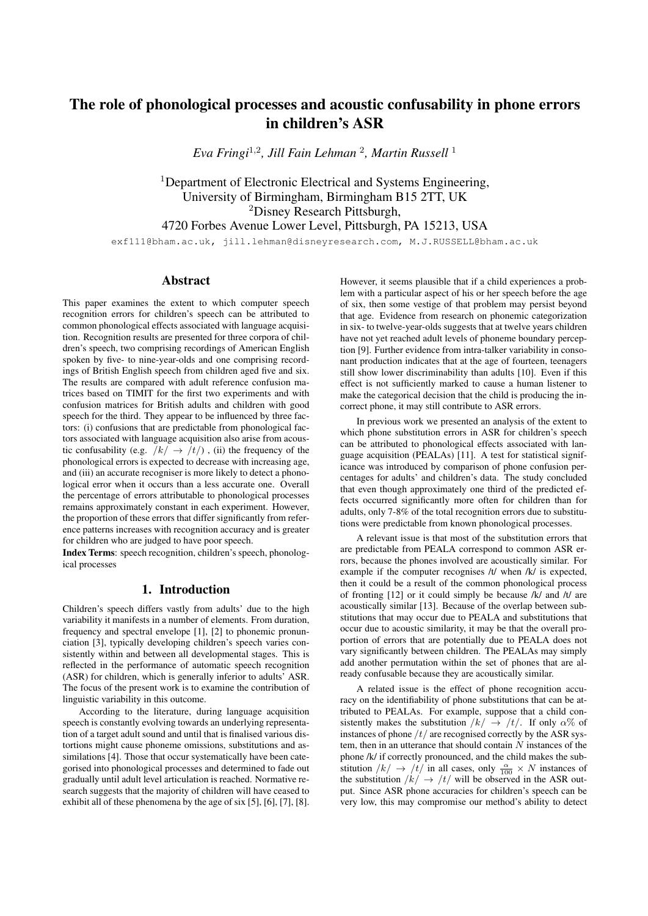# The role of phonological processes and acoustic confusability in phone errors in children's ASR

*Eva Fringi*[1,2], *Jill Fain Lehman* [2], *Martin Russell* [1]

[1]Department of Electronic Electrical and Systems Engineering, University of Birmingham, Birmingham B15 2TT, UK
[2]Disney Research Pittsburgh, 4720 Forbes Avenue Lower Level, Pittsburgh, PA 15213, USA

exf111@bham.ac.uk, jill.lehman@disneyresearch.com, M.J.RUSSELL@bham.ac.uk

## Abstract

This paper examines the extent to which computer speech recognition errors for children's speech can be attributed to common phonological effects associated with language acquisition. Recognition results are presented for three corpora of children's speech, two comprising recordings of American English spoken by five- to nine-year-olds and one comprising recordings of British English speech from children aged five and six. The results are compared with adult reference confusion matrices based on TIMIT for the first two experiments and with confusion matrices for British adults and children with good speech for the third. They appear to be influenced by three factors: (i) confusions that are predictable from phonological factors associated with language acquisition also arise from acoustic confusability (e.g. $/k/ \rightarrow /t/$) , (ii) the frequency of the phonological errors is expected to decrease with increasing age, and (iii) an accurate recogniser is more likely to detect a phonological error when it occurs than a less accurate one. Overall the percentage of errors attributable to phonological processes remains approximately constant in each experiment. However, the proportion of these errors that differ significantly from reference patterns increases with recognition accuracy and is greater for children who are judged to have poor speech.

**Index Terms**: speech recognition, children's speech, phonological processes

## 1. Introduction

Children's speech differs vastly from adults' due to the high variability it manifests in a number of elements. From duration, frequency and spectral envelope [1], [2] to phonemic pronunciation [3], typically developing children's speech varies consistently within and between all developmental stages. This is reflected in the performance of automatic speech recognition (ASR) for children, which is generally inferior to adults' ASR. The focus of the present work is to examine the contribution of linguistic variability in this outcome.

According to the literature, during language acquisition speech is constantly evolving towards an underlying representation of a target adult sound and until that is finalised various distortions might cause phoneme omissions, substitutions and assimilations [4]. Those that occur systematically have been categorised into phonological processes and determined to fade out gradually until adult level articulation is reached. Normative research suggests that the majority of children will have ceased to exhibit all of these phenomena by the age of six [5], [6], [7], [8]. However, it seems plausible that if a child experiences a problem with a particular aspect of his or her speech before the age of six, then some vestige of that problem may persist beyond that age. Evidence from research on phonemic categorization in six- to twelve-year-olds suggests that at twelve years children have not yet reached adult levels of phoneme boundary perception [9]. Further evidence from intra-talker variability in consonant production indicates that at the age of fourteen, teenagers still show lower discriminability than adults [10]. Even if this effect is not sufficiently marked to cause a human listener to make the categorical decision that the child is producing the incorrect phone, it may still contribute to ASR errors.

In previous work we presented an analysis of the extent to which phone substitution errors in ASR for children's speech can be attributed to phonological effects associated with language acquisition (PEALAs) [11]. A test for statistical significance was introduced by comparison of phone confusion percentages for adults' and children's data. The study concluded that even though approximately one third of the predicted effects occurred significantly more often for children than for adults, only 7-8% of the total recognition errors due to substitutions were predictable from known phonological processes.

A relevant issue is that most of the substitution errors that are predictable from PEALA correspond to common ASR errors, because the phones involved are acoustically similar. For example if the computer recognises /t/ when /k/ is expected, then it could be a result of the common phonological process of fronting [12] or it could simply be because /k/ and /t/ are acoustically similar [13]. Because of the overlap between substitutions that may occur due to PEALA and substitutions that occur due to acoustic similarity, it may be that the overall proportion of errors that are potentially due to PEALA does not vary significantly between children. The PEALAs may simply add another permutation within the set of phones that are already confusable because they are acoustically similar.

A related issue is the effect of phone recognition accuracy on the identifiability of phone substitutions that can be attributed to PEALAs. For example, suppose that a child consistently makes the substitution $/k/ \rightarrow /t/$. If only $\alpha$% of instances of phone $/t/$ are recognised correctly by the ASR system, then in an utterance that should contain $N$ instances of the phone /k/ if correctly pronounced, and the child makes the substitution $/k/ \rightarrow /t/$ in all cases, only $\frac{\alpha}{100} \times N$ instances of the substitution $/k/ \rightarrow /t/$ will be observed in the ASR output. Since ASR phone accuracies for children's speech can be very low, this may compromise our method's ability to detect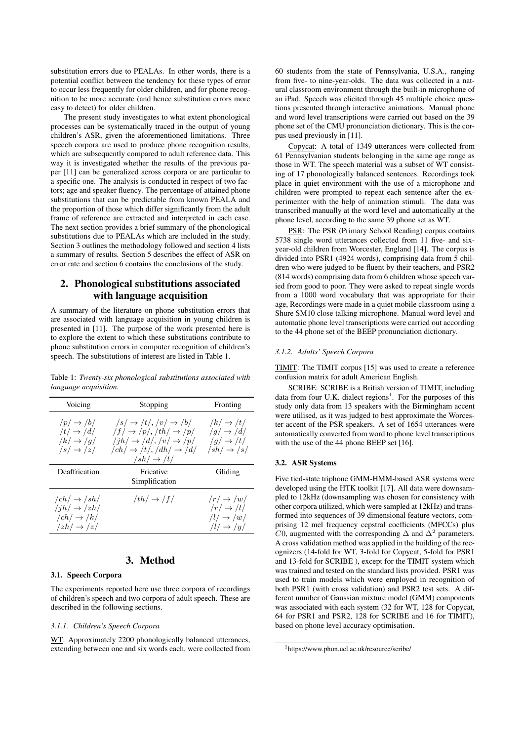substitution errors due to PEALAs. In other words, there is a potential conflict between the tendency for these types of error to occur less frequently for older children, and for phone recognition to be more accurate (and hence substitution errors more easy to detect) for older children.

The present study investigates to what extent phonological processes can be systematically traced in the output of young children's ASR, given the aforementioned limitations. Three speech corpora are used to produce phone recognition results, which are subsequently compared to adult reference data. This way it is investigated whether the results of the previous paper [11] can be generalized across corpora or are particular to a specific one. The analysis is conducted in respect of two factors; age and speaker fluency. The percentage of attained phone substitutions that can be predictable from known PEALA and the proportion of those which differ significantly from the adult frame of reference are extracted and interpreted in each case. The next section provides a brief summary of the phonological substitutions due to PEALAs which are included in the study. Section 3 outlines the methodology followed and section 4 lists a summary of results. Section 5 describes the effect of ASR on error rate and section 6 contains the conclusions of the study.

## 2. Phonological substitutions associated with language acquisition

A summary of the literature on phone substitution errors that are associated with language acquisition in young children is presented in [11]. The purpose of the work presented here is to explore the extent to which these substitutions contribute to phone substitution errors in computer recognition of children's speech. The substitutions of interest are listed in Table 1.

Table 1: *Twenty-six phonological substitutions associated with language acquisition.*

| Voicing | Stopping | Fronting |
|---|---|---|
| $/p/ \to /b/$<br>$/t/ \to /d/$<br>$/k/ \to /g/$<br>$/s/ \to /z/$ | $/s/ \to /t/, /v/ \to /b/$<br>$/f/ \to /p/, /th/ \to /p/$<br>$/jh/ \to /d/, /v/ \to /p/$<br>$/ch/ \to /t/, /dh/ \to /d/$<br>$/sh/ \to /t/$ | $/k/ \to /t/$<br>$/g/ \to /d/$<br>$/g/ \to /t/$<br>$/sh/ \to /s/$ |
| **Deaffrication** | **Fricative Simplification** | **Gliding** |
| $/ch/ \to /sh/$<br>$/jh/ \to /zh/$<br>$/ch/ \to /k/$<br>$/zh/ \to /z/$ | $/th/ \to /f/$ | $/r/ \to /w/$<br>$/r/ \to /l/$<br>$/l/ \to /w/$<br>$/l/ \to /y/$ |

## 3. Method

### 3.1. Speech Corpora

The experiments reported here use three corpora of recordings of children's speech and two corpora of adult speech. These are described in the following sections.

#### *3.1.1. Children's Speech Corpora*

WT: Approximately 2200 phonologically balanced utterances, extending between one and six words each, were collected from 60 students from the state of Pennsylvania, U.S.A., ranging from five- to nine-year-olds. The data was collected in a natural classroom environment through the built-in microphone of an iPad. Speech was elicited through 45 multiple choice questions presented through interactive animations. Manual phone and word level transcriptions were carried out based on the 39 phone set of the CMU pronunciation dictionary. This is the corpus used previously in [11].

Copycat: A total of 1349 utterances were collected from 61 Pennsylvanian students belonging in the same age range as those in WT. The speech material was a subset of WT consisting of 17 phonologically balanced sentences. Recordings took place in quiet environment with the use of a microphone and children were prompted to repeat each sentence after the experimenter with the help of animation stimuli. The data was transcribed manually at the word level and automatically at the phone level, according to the same 39 phone set as WT.

PSR: The PSR (Primary School Reading) corpus contains 5738 single word utterances collected from 11 five- and six-year-old children from Worcester, England [14]. The corpus is divided into PSR1 (4924 words), comprising data from 5 children who were judged to be fluent by their teachers, and PSR2 (814 words) comprising data from 6 children whose speech varied from good to poor. They were asked to repeat single words from a 1000 word vocabulary that was appropriate for their age, Recordings were made in a quiet mobile classroom using a Shure SM10 close talking microphone. Manual word level and automatic phone level transcriptions were carried out according to the 44 phone set of the BEEP pronunciation dictionary.

#### *3.1.2. Adults' Speech Corpora*

TIMIT: The TIMIT corpus [15] was used to create a reference confusion matrix for adult American English.

SCRIBE: SCRIBE is a British version of TIMIT, including data from four U.K. dialect regions[1]. For the purposes of this study only data from 13 speakers with the Birmingham accent were utilised, as it was judged to best approximate the Worcester accent of the PSR speakers. A set of 1654 utterances were automatically converted from word to phone level transcriptions with the use of the 44 phone BEEP set [16].

### 3.2. ASR Systems

Five tied-state triphone GMM-HMM-based ASR systems were developed using the HTK toolkit [17]. All data were downsampled to 12kHz (downsampling was chosen for consistency with other corpora utilized, which were sampled at 12kHz) and transformed into sequences of 39 dimensional feature vectors, comprising 12 mel frequency cepstral coefficients (MFCCs) plus $C0$, augmented with the corresponding $\Delta$ and $\Delta^2$ parameters. A cross validation method was applied in the building of the recognizers (14-fold for WT, 3-fold for Copycat, 5-fold for PSR1 and 13-fold for SCRIBE ), except for the TIMIT system which was trained and tested on the standard lists provided. PSR1 was used to train models which were employed in recognition of both PSR1 (with cross validation) and PSR2 test sets. A different number of Gaussian mixture model (GMM) components was associated with each system (32 for WT, 128 for Copycat, 64 for PSR1 and PSR2, 128 for SCRIBE and 16 for TIMIT), based on phone level accuracy optimisation.

[1] https://www.phon.ucl.ac.uk/resource/scribe/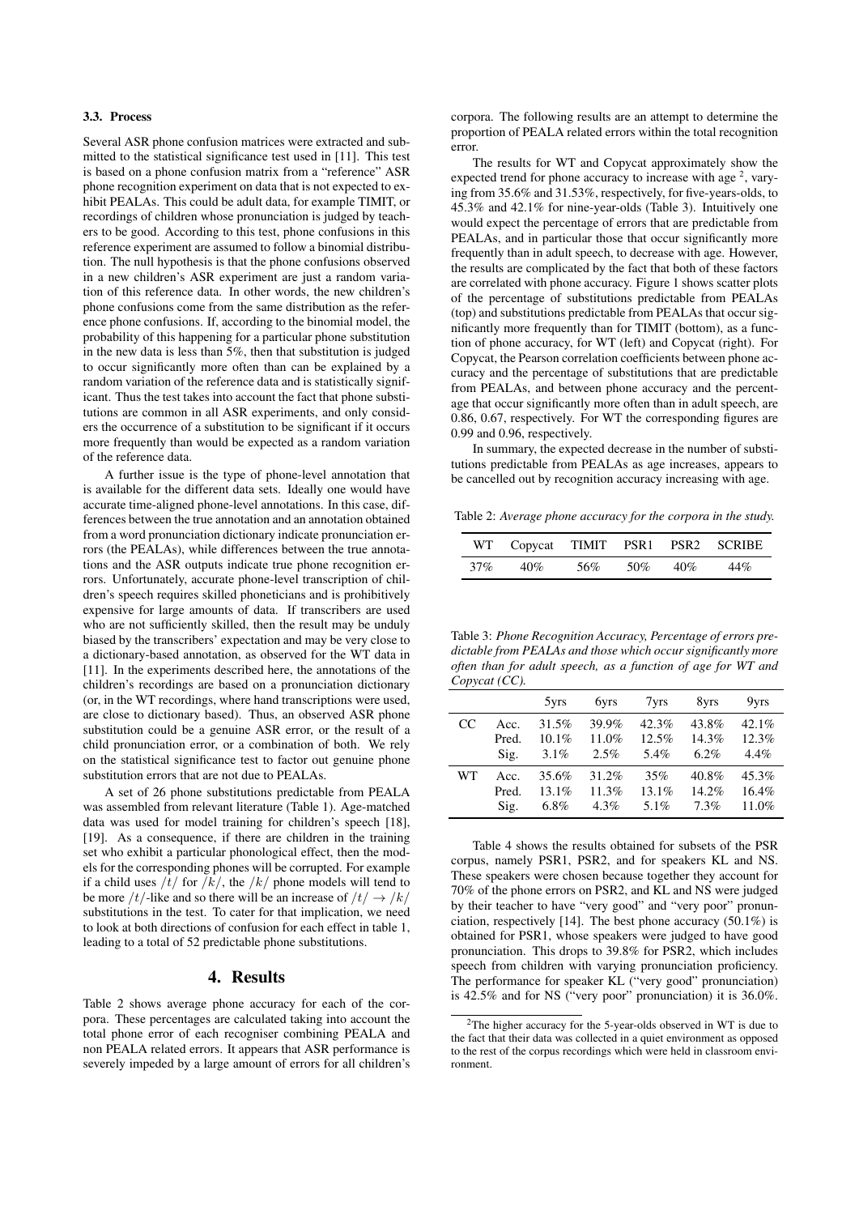### 3.3. Process

Several ASR phone confusion matrices were extracted and submitted to the statistical significance test used in [11]. This test is based on a phone confusion matrix from a "reference" ASR phone recognition experiment on data that is not expected to exhibit PEALAs. This could be adult data, for example TIMIT, or recordings of children whose pronunciation is judged by teachers to be good. According to this test, phone confusions in this reference experiment are assumed to follow a binomial distribution. The null hypothesis is that the phone confusions observed in a new children's ASR experiment are just a random variation of this reference data. In other words, the new children's phone confusions come from the same distribution as the reference phone confusions. If, according to the binomial model, the probability of this happening for a particular phone substitution in the new data is less than 5%, then that substitution is judged to occur significantly more often than can be explained by a random variation of the reference data and is statistically significant. Thus the test takes into account the fact that phone substitutions are common in all ASR experiments, and only considers the occurrence of a substitution to be significant if it occurs more frequently than would be expected as a random variation of the reference data.

A further issue is the type of phone-level annotation that is available for the different data sets. Ideally one would have accurate time-aligned phone-level annotations. In this case, differences between the true annotation and an annotation obtained from a word pronunciation dictionary indicate pronunciation errors (the PEALAs), while differences between the true annotations and the ASR outputs indicate true phone recognition errors. Unfortunately, accurate phone-level transcription of children's speech requires skilled phoneticians and is prohibitively expensive for large amounts of data. If transcribers are used who are not sufficiently skilled, then the result may be unduly biased by the transcribers' expectation and may be very close to a dictionary-based annotation, as observed for the WT data in [11]. In the experiments described here, the annotations of the children's recordings are based on a pronunciation dictionary (or, in the WT recordings, where hand transcriptions were used, are close to dictionary based). Thus, an observed ASR phone substitution could be a genuine ASR error, or the result of a child pronunciation error, or a combination of both. We rely on the statistical significance test to factor out genuine phone substitution errors that are not due to PEALAs.

A set of 26 phone substitutions predictable from PEALA was assembled from relevant literature (Table 1). Age-matched data was used for model training for children's speech [18], [19]. As a consequence, if there are children in the training set who exhibit a particular phonological effect, then the models for the corresponding phones will be corrupted. For example if a child uses /t/ for /k/, the /k/ phone models will tend to be more /t/-like and so there will be an increase of /t/ $\rightarrow$ /k/ substitutions in the test. To cater for that implication, we need to look at both directions of confusion for each effect in table 1, leading to a total of 52 predictable phone substitutions.

## 4. Results

Table 2 shows average phone accuracy for each of the corpora. These percentages are calculated taking into account the total phone error of each recogniser combining PEALA and non PEALA related errors. It appears that ASR performance is severely impeded by a large amount of errors for all children's corpora. The following results are an attempt to determine the proportion of PEALA related errors within the total recognition error.

The results for WT and Copycat approximately show the expected trend for phone accuracy to increase with age [2], varying from 35.6% and 31.53%, respectively, for five-years-olds, to 45.3% and 42.1% for nine-year-olds (Table 3). Intuitively one would expect the percentage of errors that are predictable from PEALAs, and in particular those that occur significantly more frequently than in adult speech, to decrease with age. However, the results are complicated by the fact that both of these factors are correlated with phone accuracy. Figure 1 shows scatter plots of the percentage of substitutions predictable from PEALAs (top) and substitutions predictable from PEALAs that occur significantly more frequently than for TIMIT (bottom), as a function of phone accuracy, for WT (left) and Copycat (right). For Copycat, the Pearson correlation coefficients between phone accuracy and the percentage of substitutions that are predictable from PEALAs, and between phone accuracy and the percentage that occur significantly more often than in adult speech, are 0.86, 0.67, respectively. For WT the corresponding figures are 0.99 and 0.96, respectively.

In summary, the expected decrease in the number of substitutions predictable from PEALAs as age increases, appears to be cancelled out by recognition accuracy increasing with age.

Table 2: *Average phone accuracy for the corpora in the study.*

| WT | Copycat | TIMIT | PSR1 | PSR2 | SCRIBE |
|---|---|---|---|---|---|
| 37% | 40% | 56% | 50% | 40% | 44% |

Table 3: *Phone Recognition Accuracy, Percentage of errors predictable from PEALAs and those which occur significantly more often than for adult speech, as a function of age for WT and Copycat (CC).*

| | | 5yrs | 6yrs | 7yrs | 8yrs | 9yrs |
|---|---|---|---|---|---|---|
| CC | Acc. | 31.5% | 39.9% | 42.3% | 43.8% | 42.1% |
| | Pred. | 10.1% | 11.0% | 12.5% | 14.3% | 12.3% |
| | Sig. | 3.1% | 2.5% | 5.4% | 6.2% | 4.4% |
| WT | Acc. | 35.6% | 31.2% | 35% | 40.8% | 45.3% |
| | Pred. | 13.1% | 11.3% | 13.1% | 14.2% | 16.4% |
| | Sig. | 6.8% | 4.3% | 5.1% | 7.3% | 11.0% |

Table 4 shows the results obtained for subsets of the PSR corpus, namely PSR1, PSR2, and for speakers KL and NS. These speakers were chosen because together they account for 70% of the phone errors on PSR2, and KL and NS were judged by their teacher to have "very good" and "very poor" pronunciation, respectively [14]. The best phone accuracy (50.1%) is obtained for PSR1, whose speakers were judged to have good pronunciation. This drops to 39.8% for PSR2, which includes speech from children with varying pronunciation proficiency. The performance for speaker KL ("very good" pronunciation) is 42.5% and for NS ("very poor" pronunciation) it is 36.0%.

[2] The higher accuracy for the 5-year-olds observed in WT is due to the fact that their data was collected in a quiet environment as opposed to the rest of the corpus recordings which were held in classroom environment.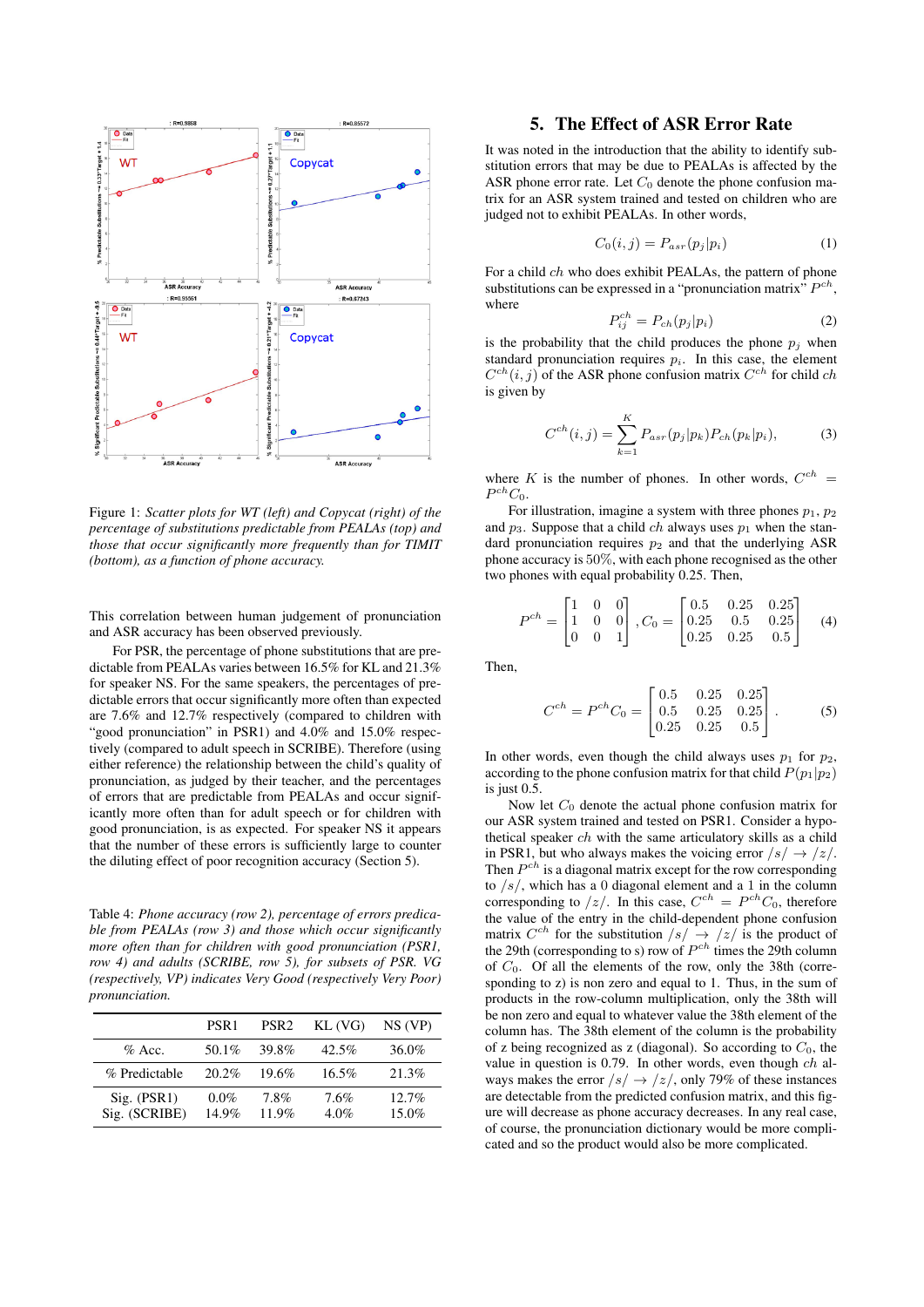Figure 1: *Scatter plots for WT (left) and Copycat (right) of the percentage of substitutions predictable from PEALAs (top) and those that occur significantly more frequently than for TIMIT (bottom), as a function of phone accuracy.*

This correlation between human judgement of pronunciation and ASR accuracy has been observed previously.

For PSR, the percentage of phone substitutions that are predictable from PEALAs varies between 16.5% for KL and 21.3% for speaker NS. For the same speakers, the percentages of predictable errors that occur significantly more often than expected are 7.6% and 12.7% respectively (compared to children with "good pronunciation" in PSR1) and 4.0% and 15.0% respectively (compared to adult speech in SCRIBE). Therefore (using either reference) the relationship between the child's quality of pronunciation, as judged by their teacher, and the percentages of errors that are predictable from PEALAs and occur significantly more often than for adult speech or for children with good pronunciation, is as expected. For speaker NS it appears that the number of these errors is sufficiently large to counter the diluting effect of poor recognition accuracy (Section 5).

Table 4: *Phone accuracy (row 2), percentage of errors predictable from PEALAs (row 3) and those which occur significantly more often than for children with good pronunciation (PSR1, row 4) and adults (SCRIBE, row 5), for subsets of PSR. VG (respectively VP) indicates Very Good (respectively Very Poor) pronunciation.*

| | PSR1 | PSR2 | KL (VG) | NS (VP) |
|---|---|---|---|---|
| % Acc. | 50.1% | 39.8% | 42.5% | 36.0% |
| % Predictable | 20.2% | 19.6% | 16.5% | 21.3% |
| Sig. (PSR1) | 0.0% | 7.8% | 7.6% | 12.7% |
| Sig. (SCRIBE) | 14.9% | 11.9% | 4.0% | 15.0% |

## 5. The Effect of ASR Error Rate

It was noted in the introduction that the ability to identify substitution errors that may be due to PEALAs is affected by the ASR phone error rate. Let $C_0$ denote the phone confusion matrix for an ASR system trained and tested on children who are judged not to exhibit PEALAs. In other words,

$$C_0(i,j) = P_{asr}(p_j|p_i) \tag{1}$$

For a child $ch$ who does exhibit PEALAs, the pattern of phone substitutions can be expressed in a "pronunciation matrix" $P^{ch}$, where

$$P^{ch}_{ij} = P_{ch}(p_j|p_i) \tag{2}$$

is the probability that the child produces the phone $p_j$ when standard pronunciation requires $p_i$. In this case, the element $C^{ch}(i,j)$ of the ASR phone confusion matrix $C^{ch}$ for child $ch$ is given by

$$C^{ch}(i,j) = \sum_{k=1}^{K} P_{asr}(p_j|p_k) P_{ch}(p_k|p_i), \tag{3}$$

where $K$ is the number of phones. In other words, $C^{ch} = P^{ch} C_0$.

For illustration, imagine a system with three phones $p_1$, $p_2$ and $p_3$. Suppose that a child $ch$ always uses $p_1$ when the standard pronunciation requires $p_2$ and that the underlying ASR phone accuracy is 50%, with each phone recognised as the other two phones with equal probability 0.25. Then,

$$P^{ch} = \begin{bmatrix} 1 & 0 & 0 \\ 1 & 0 & 0 \\ 0 & 0 & 1 \end{bmatrix}, C_0 = \begin{bmatrix} 0.5 & 0.25 & 0.25 \\ 0.25 & 0.5 & 0.25 \\ 0.25 & 0.25 & 0.5 \end{bmatrix} \tag{4}$$

Then,

$$C^{ch} = P^{ch} C_0 = \begin{bmatrix} 0.5 & 0.25 & 0.25 \\ 0.5 & 0.25 & 0.25 \\ 0.25 & 0.25 & 0.5 \end{bmatrix}. \tag{5}$$

In other words, even though the child always uses $p_1$ for $p_2$, according to the phone confusion matrix for that child $P(p_1|p_2)$ is just 0.5.

Now let $C_0$ denote the actual phone confusion matrix for our ASR system trained and tested on PSR1. Consider a hypothetical speaker $ch$ with the same articulatory skills as a child in PSR1, but who always makes the voicing error $/s/ \rightarrow /z/$. Then $P^{ch}$ is a diagonal matrix except for the row corresponding to $/s/$, which has a 0 diagonal element and a 1 in the column corresponding to $/z/$. In this case, $C^{ch} = P^{ch} C_0$, therefore the value of the entry in the child-dependent phone confusion matrix $C^{ch}$ for the substitution $/s/ \rightarrow /z/$ is the product of the 29th (corresponding to s) row of $P^{ch}$ times the 29th column of $C_0$. Of all the elements of the row, only the 38th (corresponding to z) is non zero and equal to 1. Thus, in the sum of products in the row-column multiplication, only the 38th will be non zero and equal to whatever value the 38th element of the column has. The 38th element of the column is the probability of z being recognized as z (diagonal). So according to $C_0$, the value in question is 0.79. In other words, even though $ch$ always makes the error $/s/ \rightarrow /z/$, only 79% of these instances are detectable from the predicted confusion matrix, and this figure will decrease as phone accuracy decreases. In any real case, of course, the pronunciation dictionary would be more complicated and so the product would also be more complicated.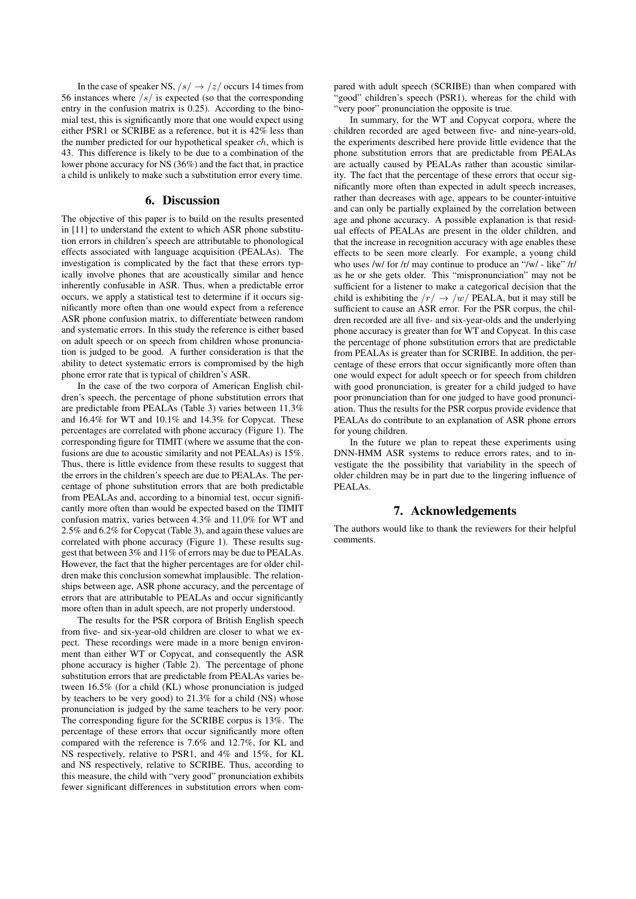In the case of speaker NS, $/s/ \rightarrow /z/$ occurs 14 times from 56 instances where $/s/$ is expected (so that the corresponding entry in the confusion matrix is 0.25). According to the binomial test, this is significantly more that one would expect using either PSR1 or SCRIBE as a reference, but it is 42% less than the number predicted for our hypothetical speaker $ch$, which is 43. This difference is likely to be due to a combination of the lower phone accuracy for NS (36%) and the fact that, in practice a child is unlikely to make such a substitution error every time.

## 6. Discussion

The objective of this paper is to build on the results presented in [11] to understand the extent to which ASR phone substitution errors in children's speech are attributable to phonological effects associated with language acquisition (PEALAs). The investigation is complicated by the fact that these errors typically involve phones that are acoustically similar and hence inherently confusable in ASR. Thus, when a predictable error occurs, we apply a statistical test to determine if it occurs significantly more often than one would expect from a reference ASR phone confusion matrix, to differentiate between random and systematic errors. In this study the reference is either based on adult speech or on speech from children whose pronunciation is judged to be good. A further consideration is that the ability to detect systematic errors is compromised by the high phone error rate that is typical of children's ASR.

In the case of the two corpora of American English children's speech, the percentage of phone substitution errors that are predictable from PEALAs (Table 3) varies between 11.3% and 16.4% for WT and 10.1% and 14.3% for Copycat. These percentages are correlated with phone accuracy (Figure 1). The corresponding figure for TIMIT (where we assume that the confusions are due to acoustic similarity and not PEALAs) is 15%. Thus, there is little evidence from these results to suggest that the errors in the children's speech are due to PEALAs. The percentage of phone substitution errors that are both predictable from PEALAs and, according to a binomial test, occur significantly more often than would be expected based on the TIMIT confusion matrix, varies between 4.3% and 11.0% for WT and 2.5% and 6.2% for Copycat (Table 3), and again these values are correlated with phone accuracy (Figure 1). These results suggest that between 3% and 11% of errors may be due to PEALAs. However, the fact that the higher percentages are for older children make this conclusion somewhat implausible. The relationships between age, ASR phone accuracy, and the percentage of errors that are attributable to PEALAs and occur significantly more often than in adult speech, are not properly understood.

The results for the PSR corpora of British English speech from five- and six-year-old children are closer to what we expect. These recordings were made in a more benign environment than either WT or Copycat, and consequently the ASR phone accuracy is higher (Table 2). The percentage of phone substitution errors that are predictable from PEALAs varies between 16.5% (for a child (KL) whose pronunciation is judged by teachers to be very good) to 21.3% for a child (NS) whose pronunciation is judged by the same teachers to be very poor. The corresponding figure for the SCRIBE corpus is 13%. The percentage of these errors that occur significantly more often compared with the reference is 7.6% and 12.7%, for KL and NS respectively, relative to PSR1, and 4% and 15%, for KL and NS respectively, relative to SCRIBE. Thus, according to this measure, the child with "very good" pronunciation exhibits fewer significant differences in substitution errors when compared with adult speech (SCRIBE) than when compared with "good" children's speech (PSR1), whereas for the child with "very poor" pronunciation the opposite is true.

In summary, for the WT and Copycat corpora, where the children recorded are aged between five- and nine-years-old, the experiments described here provide little evidence that the phone substitution errors that are predictable from PEALAs are actually caused by PEALAs rather than acoustic similarity. The fact that the percentage of these errors that occur significantly more often than expected in adult speech increases, rather than decreases with age, appears to be counter-intuitive and can only be partially explained by the correlation between age and phone accuracy. A possible explanation is that residual effects of PEALAs are present in the older children, and that the increase in recognition accuracy with age enables these effects to be seen more clearly. For example, a young child who uses /w/ for /r/ may continue to produce an "/w/ - like" /r/ as he or she gets older. This "mispronunciation" may not be sufficient for a listener to make a categorical decision that the child is exhibiting the $/r/ \rightarrow /w/$ PEALA, but it may still be sufficient to cause an ASR error. For the PSR corpus, the children recorded are all five- and six-year-olds and the underlying phone accuracy is greater than for WT and Copycat. In this case the percentage of phone substitution errors that are predictable from PEALAs is greater than for SCRIBE. In addition, the percentage of these errors that occur significantly more often than one would expect for adult speech or for speech from children with good pronunciation, is greater for a child judged to have poor pronunciation than for one judged to have good pronunciation. Thus the results for the PSR corpus provide evidence that PEALAs do contribute to an explanation of ASR phone errors for young children.

In the future we plan to repeat these experiments using DNN-HMM ASR systems to reduce errors rates, and to investigate the the possibility that variability in the speech of older children may be in part due to the lingering influence of PEALAs.

## 7. Acknowledgements

The authors would like to thank the reviewers for their helpful comments.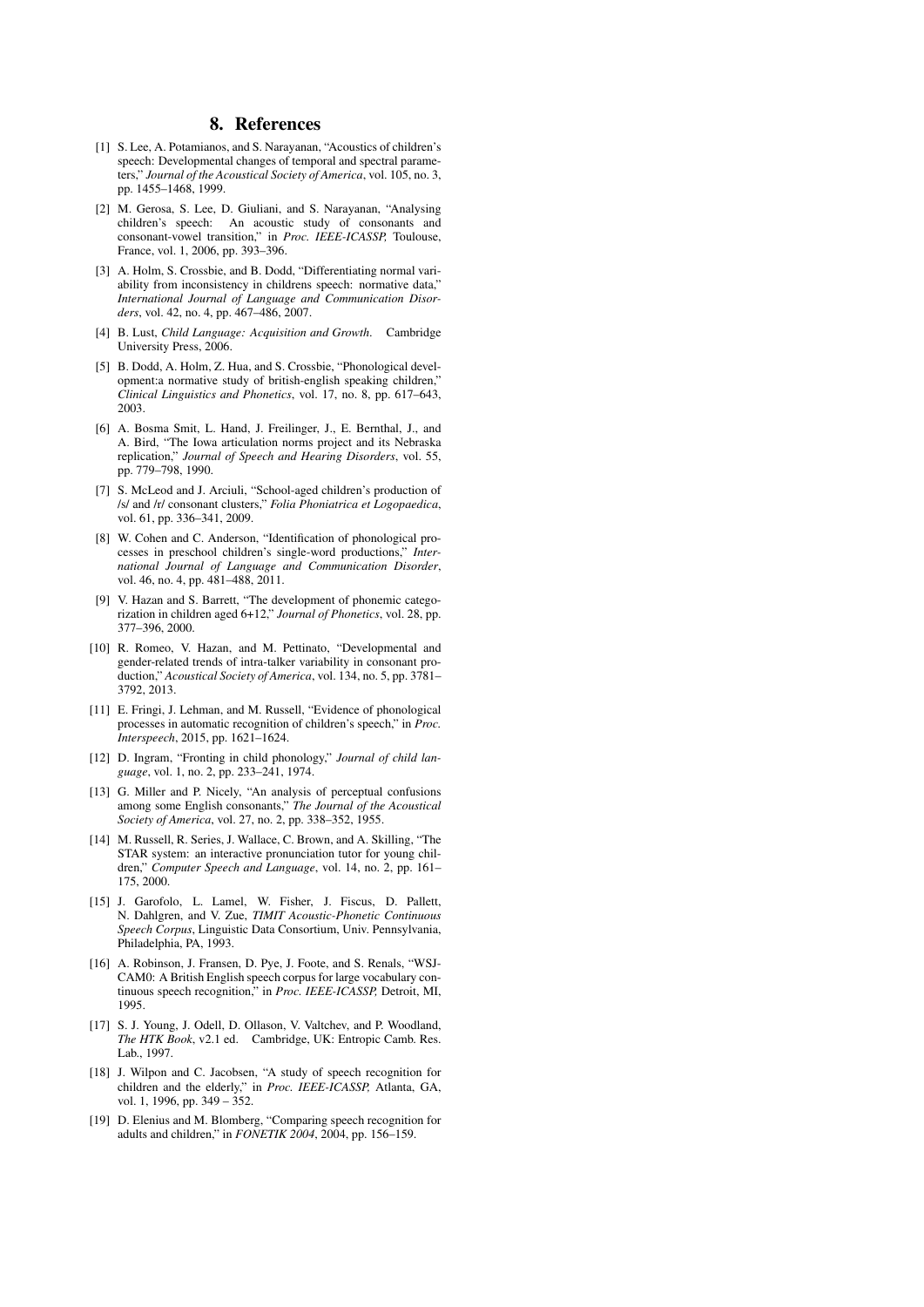## 8. References

[1] S. Lee, A. Potamianos, and S. Narayanan, "Acoustics of children's speech: Developmental changes of temporal and spectral parameters," *Journal of the Acoustical Society of America*, vol. 105, no. 3, pp. 1455–1468, 1999.

[2] M. Gerosa, S. Lee, D. Giuliani, and S. Narayanan, "Analysing children's speech: An acoustic study of consonants and consonant-vowel transition," in *Proc. IEEE-ICASSP,* Toulouse, France, vol. 1, 2006, pp. 393–396.

[3] A. Holm, S. Crossbie, and B. Dodd, "Differentiating normal variability from inconsistency in childrens speech: normative data," *International Journal of Language and Communication Disorders*, vol. 42, no. 4, pp. 467–486, 2007.

[4] B. Lust, *Child Language: Acquisition and Growth*. Cambridge University Press, 2006.

[5] B. Dodd, A. Holm, Z. Hua, and S. Crossbie, "Phonological development:a normative study of british-english speaking children," *Clinical Linguistics and Phonetics*, vol. 17, no. 8, pp. 617–643, 2003.

[6] A. Bosma Smit, L. Hand, J. Freilinger, J., E. Bernthal, J., and A. Bird, "The Iowa articulation norms project and its Nebraska replication," *Journal of Speech and Hearing Disorders*, vol. 55, pp. 779–798, 1990.

[7] S. McLeod and J. Arciuli, "School-aged children's production of /s/ and /ɪ/ consonant clusters," *Folia Phoniatrica et Logopaedica*, vol. 61, pp. 336–341, 2009.

[8] W. Cohen and C. Anderson, "Identification of phonological processes in preschool children's single-word productions," *International Journal of Language and Communication Disorder*, vol. 46, no. 4, pp. 481–488, 2011.

[9] V. Hazan and S. Barrett, "The development of phonemic categorization in children aged 6+12," *Journal of Phonetics*, vol. 28, pp. 377–396, 2000.

[10] R. Romeo, V. Hazan, and M. Pettinato, "Developmental and gender-related trends of intra-talker variability in consonant production," *Acoustical Society of America*, vol. 134, no. 5, pp. 3781–3792, 2013.

[11] E. Fringi, J. Lehman, and M. Russell, "Evidence of phonological processes in automatic recognition of children's speech," in *Proc. Interspeech*, 2015, pp. 1621–1624.

[12] D. Ingram, "Fronting in child phonology," *Journal of child language*, vol. 1, no. 2, pp. 233–241, 1974.

[13] G. Miller and P. Nicely, "An analysis of perceptual confusions among some English consonants," *The Journal of the Acoustical Society of America*, vol. 27, no. 2, pp. 338–352, 1955.

[14] M. Russell, R. Series, J. Wallace, C. Brown, and A. Skilling, "The STAR system: an interactive pronunciation tutor for young children," *Computer Speech and Language*, vol. 14, no. 2, pp. 161–175, 2000.

[15] J. Garofolo, L. Lamel, W. Fisher, J. Fiscus, D. Pallett, N. Dahlgren, and V. Zue, *TIMIT Acoustic-Phonetic Continuous Speech Corpus*, Linguistic Data Consortium, Univ. Pennsylvania, Philadelphia, PA, 1993.

[16] A. Robinson, J. Fransen, D. Pye, J. Foote, and S. Renals, "WSJCAM0: A British English speech corpus for large vocabulary continuous speech recognition," in *Proc. IEEE-ICASSP,* Detroit, MI, 1995.

[17] S. J. Young, J. Odell, D. Ollason, V. Valtchev, and P. Woodland, *The HTK Book*, v2.1 ed. Cambridge, UK: Entropic Camb. Res. Lab., 1997.

[18] J. Wilpon and C. Jacobsen, "A study of speech recognition for children and the elderly," in *Proc. IEEE-ICASSP,* Atlanta, GA, vol. 1, 1996, pp. 349 – 352.

[19] D. Elenius and M. Blomberg, "Comparing speech recognition for adults and children," in *FONETIK 2004*, 2004, pp. 156–159.